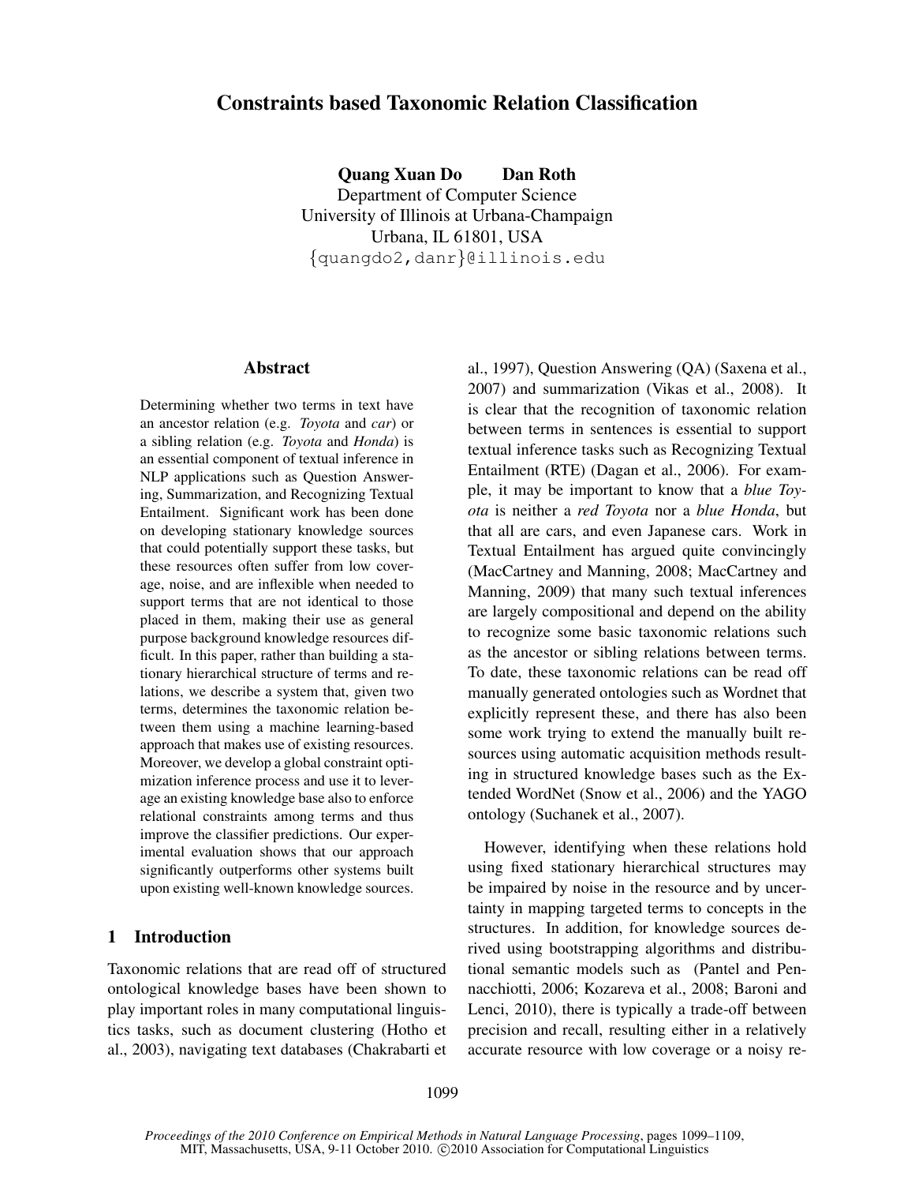# Constraints based Taxonomic Relation Classification

**Quang Xuan Do    Dan Roth**
Department of Computer Science
University of Illinois at Urbana-Champaign
Urbana, IL 61801, USA
{quangdo2,danr}@illinois.edu

## Abstract

Determining whether two terms in text have an ancestor relation (e.g. *Toyota* and *car*) or a sibling relation (e.g. *Toyota* and *Honda*) is an essential component of textual inference in NLP applications such as Question Answering, Summarization, and Recognizing Textual Entailment. Significant work has been done on developing stationary knowledge sources that could potentially support these tasks, but these resources often suffer from low coverage, noise, and are inflexible when needed to support terms that are not identical to those placed in them, making their use as general purpose background knowledge resources difficult. In this paper, rather than building a stationary hierarchical structure of terms and relations, we describe a system that, given two terms, determines the taxonomic relation between them using a machine learning-based approach that makes use of existing resources. Moreover, we develop a global constraint optimization inference process and use it to leverage an existing knowledge base also to enforce relational constraints among terms and thus improve the classifier predictions. Our experimental evaluation shows that our approach significantly outperforms other systems built upon existing well-known knowledge sources.

## 1 Introduction

Taxonomic relations that are read off of structured ontological knowledge bases have been shown to play important roles in many computational linguistics tasks, such as document clustering (Hotho et al., 2003), navigating text databases (Chakrabarti et al., 1997), Question Answering (QA) (Saxena et al., 2007) and summarization (Vikas et al., 2008). It is clear that the recognition of taxonomic relation between terms in sentences is essential to support textual inference tasks such as Recognizing Textual Entailment (RTE) (Dagan et al., 2006). For example, it may be important to know that a *blue Toyota* is neither a *red Toyota* nor a *blue Honda*, but that all are cars, and even Japanese cars. Work in Textual Entailment has argued quite convincingly (MacCartney and Manning, 2008; MacCartney and Manning, 2009) that many such textual inferences are largely compositional and depend on the ability to recognize some basic taxonomic relations such as the ancestor or sibling relations between terms. To date, these taxonomic relations can be read off manually generated ontologies such as Wordnet that explicitly represent these, and there has also been some work trying to extend the manually built resources using automatic acquisition methods resulting in structured knowledge bases such as the Extended WordNet (Snow et al., 2006) and the YAGO ontology (Suchanek et al., 2007).

However, identifying when these relations hold using fixed stationary hierarchical structures may be impaired by noise in the resource and by uncertainty in mapping targeted terms to concepts in the structures. In addition, for knowledge sources derived using bootstrapping algorithms and distributional semantic models such as (Pantel and Pennacchiotti, 2006; Kozareva et al., 2008; Baroni and Lenci, 2010), there is typically a trade-off between precision and recall, resulting either in a relatively accurate resource with low coverage or a noisy re-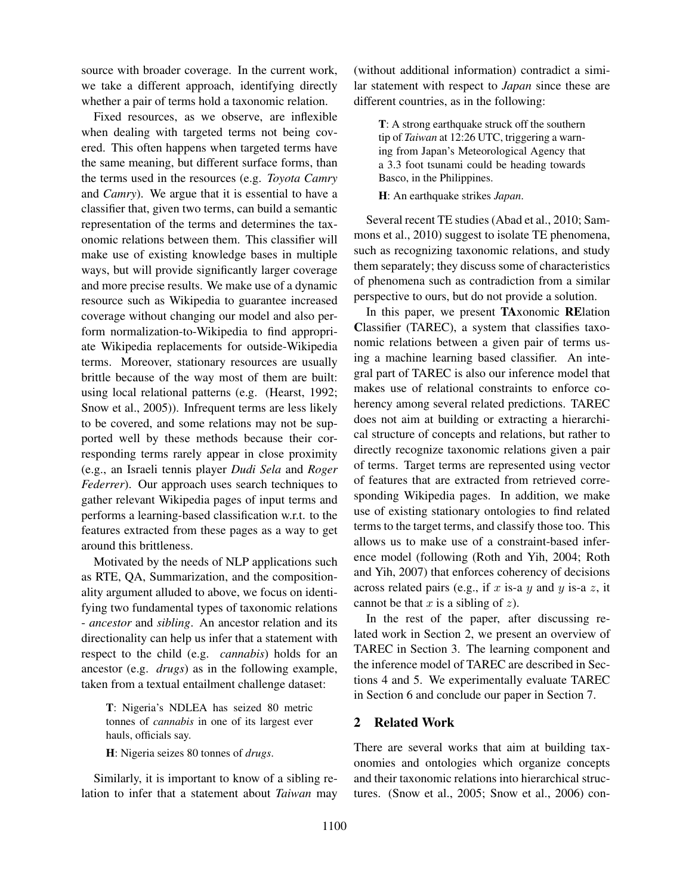source with broader coverage. In the current work, we take a different approach, identifying directly whether a pair of terms hold a taxonomic relation.

Fixed resources, as we observe, are inflexible when dealing with targeted terms not being covered. This often happens when targeted terms have the same meaning, but different surface forms, than the terms used in the resources (e.g. *Toyota Camry* and *Camry*). We argue that it is essential to have a classifier that, given two terms, can build a semantic representation of the terms and determines the taxonomic relations between them. This classifier will make use of existing knowledge bases in multiple ways, but will provide significantly larger coverage and more precise results. We make use of a dynamic resource such as Wikipedia to guarantee increased coverage without changing our model and also perform normalization-to-Wikipedia to find appropriate Wikipedia replacements for outside-Wikipedia terms. Moreover, stationary resources are usually brittle because of the way most of them are built: using local relational patterns (e.g. (Hearst, 1992; Snow et al., 2005)). Infrequent terms are less likely to be covered, and some relations may not be supported well by these methods because their corresponding terms rarely appear in close proximity (e.g., an Israeli tennis player *Dudi Sela* and *Roger Federrer*). Our approach uses search techniques to gather relevant Wikipedia pages of input terms and performs a learning-based classification w.r.t. to the features extracted from these pages as a way to get around this brittleness.

Motivated by the needs of NLP applications such as RTE, QA, Summarization, and the compositionality argument alluded to above, we focus on identifying two fundamental types of taxonomic relations - *ancestor* and *sibling*. An ancestor relation and its directionality can help us infer that a statement with respect to the child (e.g. *cannabis*) holds for an ancestor (e.g. *drugs*) as in the following example, taken from a textual entailment challenge dataset:

> **T**: Nigeria's NDLEA has seized 80 metric tonnes of *cannabis* in one of its largest ever hauls, officials say.
>
> **H**: Nigeria seizes 80 tonnes of *drugs*.

Similarly, it is important to know of a sibling relation to infer that a statement about *Taiwan* may (without additional information) contradict a similar statement with respect to *Japan* since these are different countries, as in the following:

> **T**: A strong earthquake struck off the southern tip of *Taiwan* at 12:26 UTC, triggering a warning from Japan's Meteorological Agency that a 3.3 foot tsunami could be heading towards Basco, in the Philippines.
>
> **H**: An earthquake strikes *Japan*.

Several recent TE studies (Abad et al., 2010; Sammons et al., 2010) suggest to isolate TE phenomena, such as recognizing taxonomic relations, and study them separately; they discuss some of characteristics of phenomena such as contradiction from a similar perspective to ours, but do not provide a solution.

In this paper, we present **TA**xonomic **RE**lation **C**lassifier (TAREC), a system that classifies taxonomic relations between a given pair of terms using a machine learning based classifier. An integral part of TAREC is also our inference model that makes use of relational constraints to enforce coherency among several related predictions. TAREC does not aim at building or extracting a hierarchical structure of concepts and relations, but rather to directly recognize taxonomic relations given a pair of terms. Target terms are represented using vector of features that are extracted from retrieved corresponding Wikipedia pages. In addition, we make use of existing stationary ontologies to find related terms to the target terms, and classify those too. This allows us to make use of a constraint-based inference model (following (Roth and Yih, 2004; Roth and Yih, 2007) that enforces coherency of decisions across related pairs (e.g., if $x$ is-a $y$ and $y$ is-a $z$, it cannot be that $x$ is a sibling of $z$).

In the rest of the paper, after discussing related work in Section 2, we present an overview of TAREC in Section 3. The learning component and the inference model of TAREC are described in Sections 4 and 5. We experimentally evaluate TAREC in Section 6 and conclude our paper in Section 7.

## 2 Related Work

There are several works that aim at building taxonomies and ontologies which organize concepts and their taxonomic relations into hierarchical structures. (Snow et al., 2005; Snow et al., 2006) con-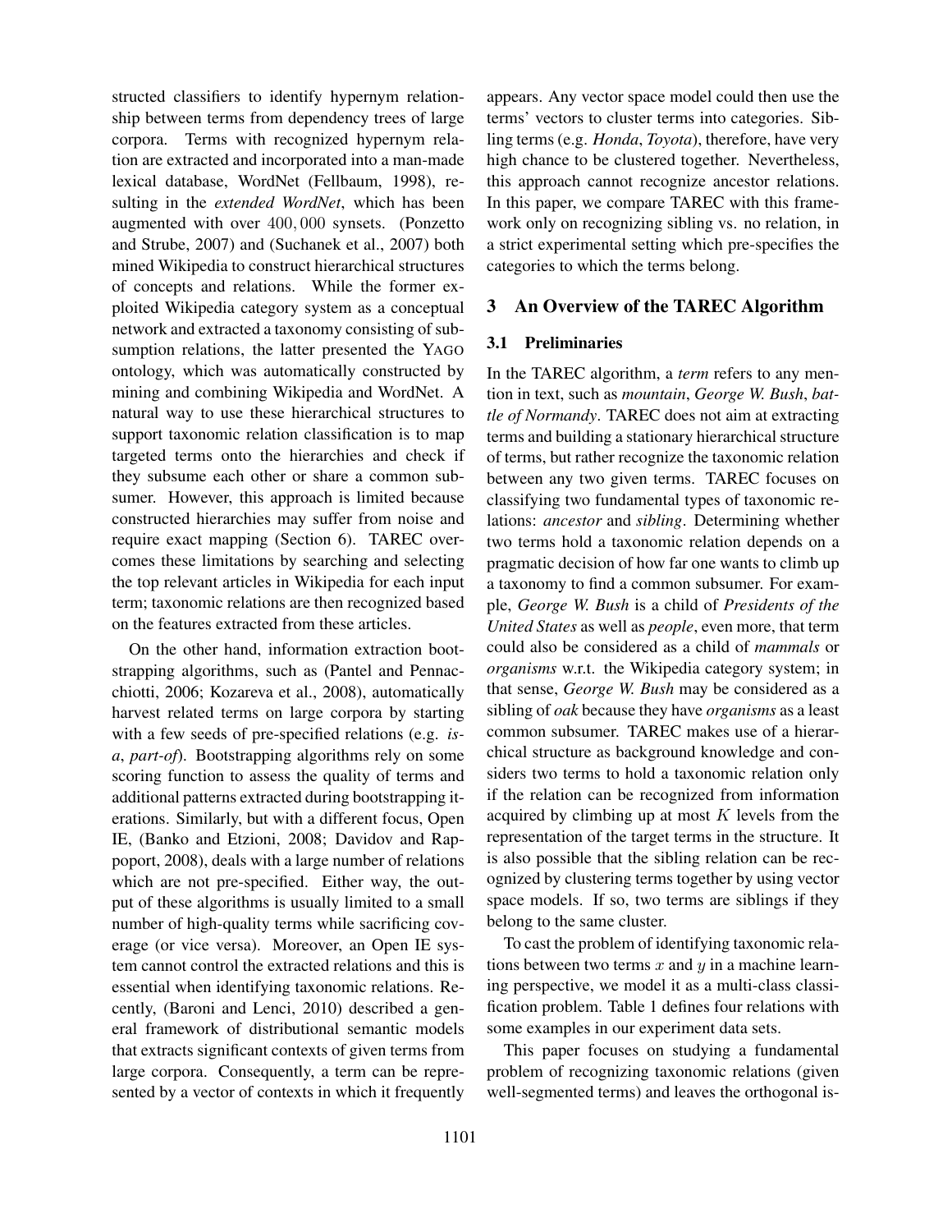structed classifiers to identify hypernym relationship between terms from dependency trees of large corpora. Terms with recognized hypernym relation are extracted and incorporated into a man-made lexical database, WordNet (Fellbaum, 1998), resulting in the *extended WordNet*, which has been augmented with over $400,000$ synsets. (Ponzetto and Strube, 2007) and (Suchanek et al., 2007) both mined Wikipedia to construct hierarchical structures of concepts and relations. While the former exploited Wikipedia category system as a conceptual network and extracted a taxonomy consisting of subsumption relations, the latter presented the YAGO ontology, which was automatically constructed by mining and combining Wikipedia and WordNet. A natural way to use these hierarchical structures to support taxonomic relation classification is to map targeted terms onto the hierarchies and check if they subsume each other or share a common subsumer. However, this approach is limited because constructed hierarchies may suffer from noise and require exact mapping (Section 6). TAREC overcomes these limitations by searching and selecting the top relevant articles in Wikipedia for each input term; taxonomic relations are then recognized based on the features extracted from these articles.

On the other hand, information extraction bootstrapping algorithms, such as (Pantel and Pennacchiotti, 2006; Kozareva et al., 2008), automatically harvest related terms on large corpora by starting with a few seeds of pre-specified relations (e.g. *is-a*, *part-of*). Bootstrapping algorithms rely on some scoring function to assess the quality of terms and additional patterns extracted during bootstrapping iterations. Similarly, but with a different focus, Open IE, (Banko and Etzioni, 2008; Davidov and Rappoport, 2008), deals with a large number of relations which are not pre-specified. Either way, the output of these algorithms is usually limited to a small number of high-quality terms while sacrificing coverage (or vice versa). Moreover, an Open IE system cannot control the extracted relations and this is essential when identifying taxonomic relations. Recently, (Baroni and Lenci, 2010) described a general framework of distributional semantic models that extracts significant contexts of given terms from large corpora. Consequently, a term can be represented by a vector of contexts in which it frequently appears. Any vector space model could then use the terms' vectors to cluster terms into categories. Sibling terms (e.g. *Honda*, *Toyota*), therefore, have very high chance to be clustered together. Nevertheless, this approach cannot recognize ancestor relations. In this paper, we compare TAREC with this framework only on recognizing sibling vs. no relation, in a strict experimental setting which pre-specifies the categories to which the terms belong.

## 3 An Overview of the TAREC Algorithm

### 3.1 Preliminaries

In the TAREC algorithm, a *term* refers to any mention in text, such as *mountain*, *George W. Bush*, *battle of Normandy*. TAREC does not aim at extracting terms and building a stationary hierarchical structure of terms, but rather recognize the taxonomic relation between any two given terms. TAREC focuses on classifying two fundamental types of taxonomic relations: *ancestor* and *sibling*. Determining whether two terms hold a taxonomic relation depends on a pragmatic decision of how far one wants to climb up a taxonomy to find a common subsumer. For example, *George W. Bush* is a child of *Presidents of the United States* as well as *people*, even more, that term could also be considered as a child of *mammals* or *organisms* w.r.t. the Wikipedia category system; in that sense, *George W. Bush* may be considered as a sibling of *oak* because they have *organisms* as a least common subsumer. TAREC makes use of a hierarchical structure as background knowledge and considers two terms to hold a taxonomic relation only if the relation can be recognized from information acquired by climbing up at most $K$ levels from the representation of the target terms in the structure. It is also possible that the sibling relation can be recognized by clustering terms together by using vector space models. If so, two terms are siblings if they belong to the same cluster.

To cast the problem of identifying taxonomic relations between two terms $x$ and $y$ in a machine learning perspective, we model it as a multi-class classification problem. Table 1 defines four relations with some examples in our experiment data sets.

This paper focuses on studying a fundamental problem of recognizing taxonomic relations (given well-segmented terms) and leaves the orthogonal is-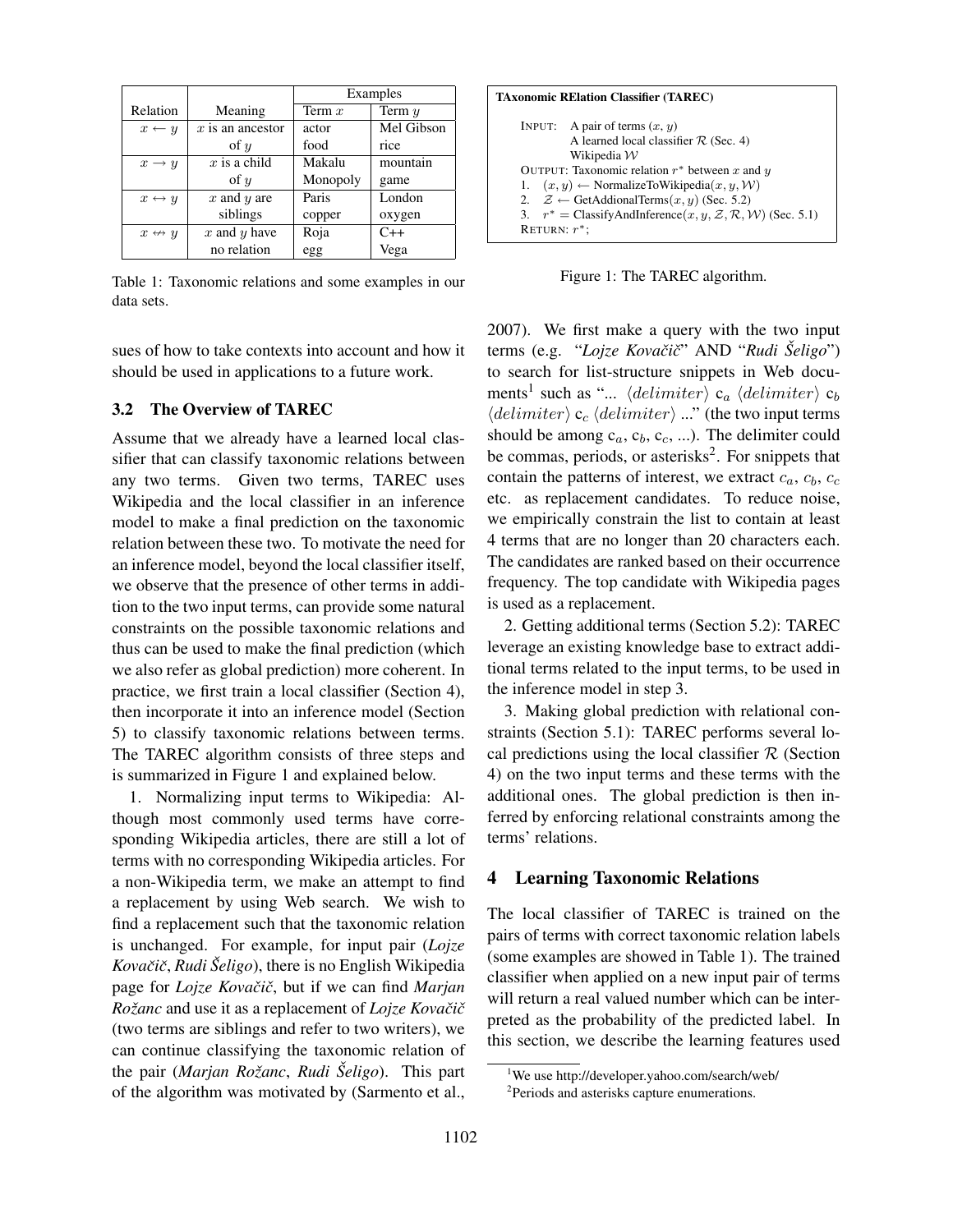| Relation | Meaning | Examples | |
|---|---|---|---|
| | | Term $x$ | Term $y$ |
| $x \leftarrow y$ | $x$ is an ancestor of $y$ | actor | Mel Gibson |
| | | food | rice |
| $x \rightarrow y$ | $x$ is a child of $y$ | Makalu | mountain |
| | | Monopoly | game |
| $x \leftrightarrow y$ | $x$ and $y$ are siblings | Paris | London |
| | | copper | oxygen |
| $x \nleftrightarrow y$ | $x$ and $y$ have no relation | Roja | C++ |
| | | egg | Vega |

Table 1: Taxonomic relations and some examples in our data sets.

sues of how to take contexts into account and how it should be used in applications to a future work.

### 3.2 The Overview of TAREC

Assume that we already have a learned local classifier that can classify taxonomic relations between any two terms. Given two terms, TAREC uses Wikipedia and the local classifier in an inference model to make a final prediction on the taxonomic relation between these two. To motivate the need for an inference model, beyond the local classifier itself, we observe that the presence of other terms in addition to the two input terms, can provide some natural constraints on the possible taxonomic relations and thus can be used to make the final prediction (which we also refer as global prediction) more coherent. In practice, we first train a local classifier (Section 4), then incorporate it into an inference model (Section 5) to classify taxonomic relations between terms. The TAREC algorithm consists of three steps and is summarized in Figure 1 and explained below.

**TAxonomic RElation Classifier (TAREC)**

INPUT: A pair of terms $(x, y)$
A learned local classifier $\mathcal{R}$ (Sec. 4)
Wikipedia $\mathcal{W}$

OUTPUT: Taxonomic relation $r^*$ between $x$ and $y$

1. $(x, y) \leftarrow$ NormalizeToWikipedia$(x, y, \mathcal{W})$
2. $\mathcal{Z} \leftarrow$ GetAddionalTerms$(x, y)$ (Sec. 5.2)
3. $r^* =$ ClassifyAndInference$(x, y, \mathcal{Z}, \mathcal{R}, \mathcal{W})$ (Sec. 5.1)

RETURN: $r^*$;

Figure 1: The TAREC algorithm.

1. Normalizing input terms to Wikipedia: Although most commonly used terms have corresponding Wikipedia articles, there are still a lot of terms with no corresponding Wikipedia articles. For a non-Wikipedia term, we make an attempt to find a replacement by using Web search. We wish to find a replacement such that the taxonomic relation is unchanged. For example, for input pair (*Lojze Kovačič*, *Rudi Šeligo*), there is no English Wikipedia page for *Lojze Kovačič*, but if we can find *Marjan Rožanc* and use it as a replacement of *Lojze Kovačič* (two terms are siblings and refer to two writers), we can continue classifying the taxonomic relation of the pair (*Marjan Rožanc*, *Rudi Šeligo*). This part of the algorithm was motivated by (Sarmento et al., 2007). We first make a query with the two input terms (e.g. "*Lojze Kovačič*" AND "*Rudi Šeligo*") to search for list-structure snippets in Web documents[1] such as "... $\langle delimiter \rangle$ $c_a$ $\langle delimiter \rangle$ $c_b$ $\langle delimiter \rangle$ $c_c$ $\langle delimiter \rangle$ ..." (the two input terms should be among $c_a$, $c_b$, $c_c$, ...). The delimiter could be commas, periods, or asterisks[2]. For snippets that contain the patterns of interest, we extract $c_a$, $c_b$, $c_c$ etc. as replacement candidates. To reduce noise, we empirically constrain the list to contain at least 4 terms that are no longer than 20 characters each. The candidates are ranked based on their occurrence frequency. The top candidate with Wikipedia pages is used as a replacement.

2. Getting additional terms (Section 5.2): TAREC leverage an existing knowledge base to extract additional terms related to the input terms, to be used in the inference model in step 3.

3. Making global prediction with relational constraints (Section 5.1): TAREC performs several local predictions using the local classifier $\mathcal{R}$ (Section 4) on the two input terms and these terms with the additional ones. The global prediction is then inferred by enforcing relational constraints among the terms' relations.

## 4 Learning Taxonomic Relations

The local classifier of TAREC is trained on the pairs of terms with correct taxonomic relation labels (some examples are showed in Table 1). The trained classifier when applied on a new input pair of terms will return a real valued number which can be interpreted as the probability of the predicted label. In this section, we describe the learning features used

[1] We use http://developer.yahoo.com/search/web/

[2] Periods and asterisks capture enumerations.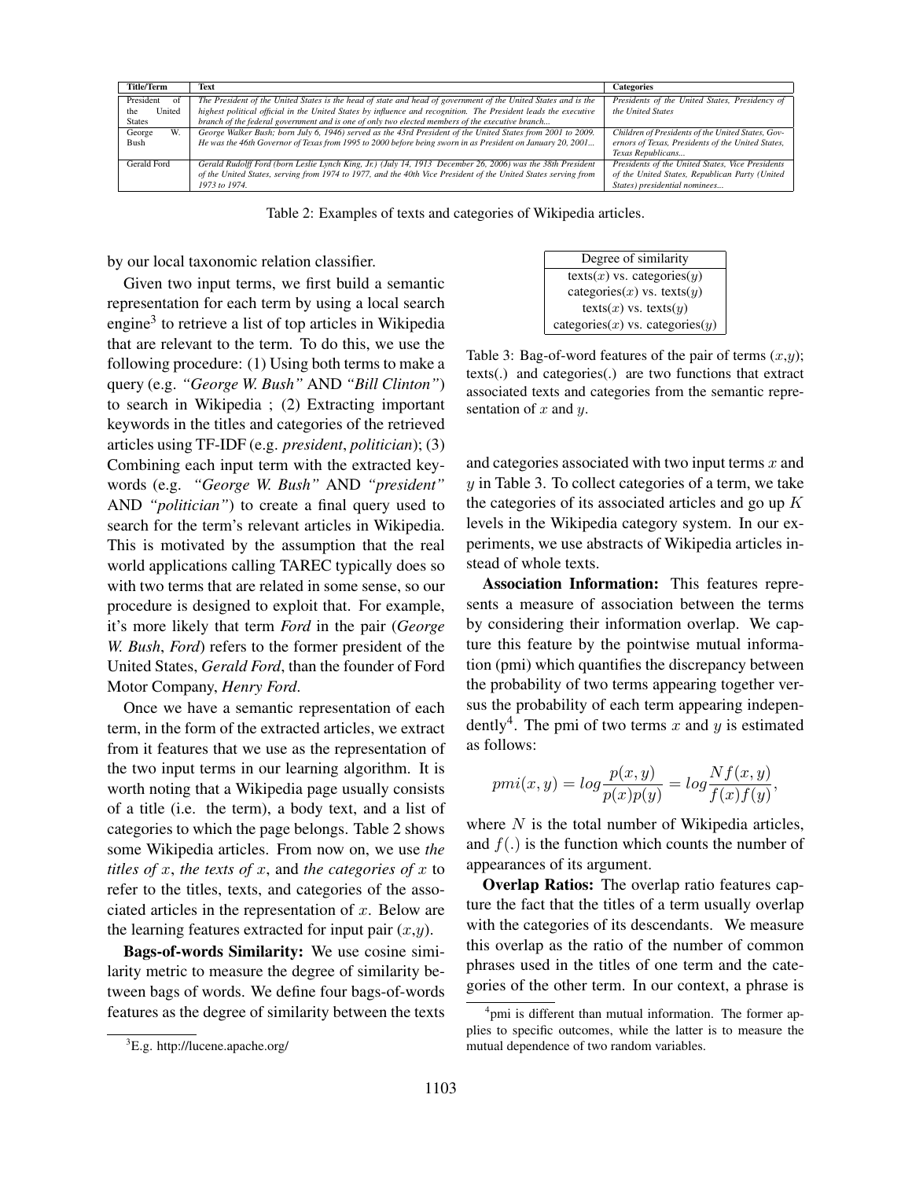| Title/Term | Text | Categories |
|---|---|---|
| President of the United States | *The President of the United States is the head of state and head of government of the United States and is the highest political official in the United States by influence and recognition. The President leads the executive branch of the federal government and is one of only two elected members of the executive branch...* | *Presidents of the United States, Presidency of the United States* |
| George W. Bush | *George Walker Bush; born July 6, 1946) served as the 43rd President of the United States from 2001 to 2009. He was the 46th Governor of Texas from 1995 to 2000 before being sworn in as President on January 20, 2001...* | *Children of Presidents of the United States, Governors of Texas, Presidents of the United States, Texas Republicans...* |
| Gerald Ford | *Gerald Rudolff Ford (born Leslie Lynch King, Jr.) (July 14, 1913 December 26, 2006) was the 38th President of the United States, serving from 1974 to 1977, and the 40th Vice President of the United States serving from 1973 to 1974.* | *Presidents of the United States, Vice Presidents of the United States, Republican Party (United States) presidential nominees...* |

Table 2: Examples of texts and categories of Wikipedia articles.

by our local taxonomic relation classifier.

Given two input terms, we first build a semantic representation for each term by using a local search engine[3] to retrieve a list of top articles in Wikipedia that are relevant to the term. To do this, we use the following procedure: (1) Using both terms to make a query (e.g. *"George W. Bush"* AND *"Bill Clinton"*) to search in Wikipedia ; (2) Extracting important keywords in the titles and categories of the retrieved articles using TF-IDF (e.g. *president*, *politician*); (3) Combining each input term with the extracted keywords (e.g. *"George W. Bush"* AND *"president"* AND *"politician"*) to create a final query used to search for the term's relevant articles in Wikipedia. This is motivated by the assumption that the real world applications calling TAREC typically does so with two terms that are related in some sense, so our procedure is designed to exploit that. For example, it's more likely that term *Ford* in the pair (*George W. Bush*, *Ford*) refers to the former president of the United States, *Gerald Ford*, than the founder of Ford Motor Company, *Henry Ford*.

Once we have a semantic representation of each term, in the form of the extracted articles, we extract from it features that we use as the representation of the two input terms in our learning algorithm. It is worth noting that a Wikipedia page usually consists of a title (i.e. the term), a body text, and a list of categories to which the page belongs. Table 2 shows some Wikipedia articles. From now on, we use *the titles of* $x$, *the texts of* $x$, and *the categories of* $x$ to refer to the titles, texts, and categories of the associated articles in the representation of $x$. Below are the learning features extracted for input pair ($x$,$y$).

**Bags-of-words Similarity:** We use cosine similarity metric to measure the degree of similarity between bags of words. We define four bags-of-words features as the degree of similarity between the texts and categories associated with two input terms $x$ and $y$ in Table 3. To collect categories of a term, we take the categories of its associated articles and go up $K$ levels in the Wikipedia category system. In our experiments, we use abstracts of Wikipedia articles instead of whole texts.

| Degree of similarity |
|---|
| texts($x$) vs. categories($y$) |
| categories($x$) vs. texts($y$) |
| texts($x$) vs. texts($y$) |
| categories($x$) vs. categories($y$) |

Table 3: Bag-of-word features of the pair of terms ($x$,$y$); texts(.) and categories(.) are two functions that extract associated texts and categories from the semantic representation of $x$ and $y$.

**Association Information:** This features represents a measure of association between the terms by considering their information overlap. We capture this feature by the pointwise mutual information (pmi) which quantifies the discrepancy between the probability of two terms appearing together versus the probability of each term appearing independently[4]. The pmi of two terms $x$ and $y$ is estimated as follows:

$$pmi(x, y) = log\frac{p(x, y)}{p(x)p(y)} = log\frac{Nf(x, y)}{f(x)f(y)},$$

where $N$ is the total number of Wikipedia articles, and $f(.)$ is the function which counts the number of appearances of its argument.

**Overlap Ratios:** The overlap ratio features capture the fact that the titles of a term usually overlap with the categories of its descendants. We measure this overlap as the ratio of the number of common phrases used in the titles of one term and the categories of the other term. In our context, a phrase is

[3] E.g. http://lucene.apache.org/

[4] pmi is different than mutual information. The former applies to specific outcomes, while the latter is to measure the mutual dependence of two random variables.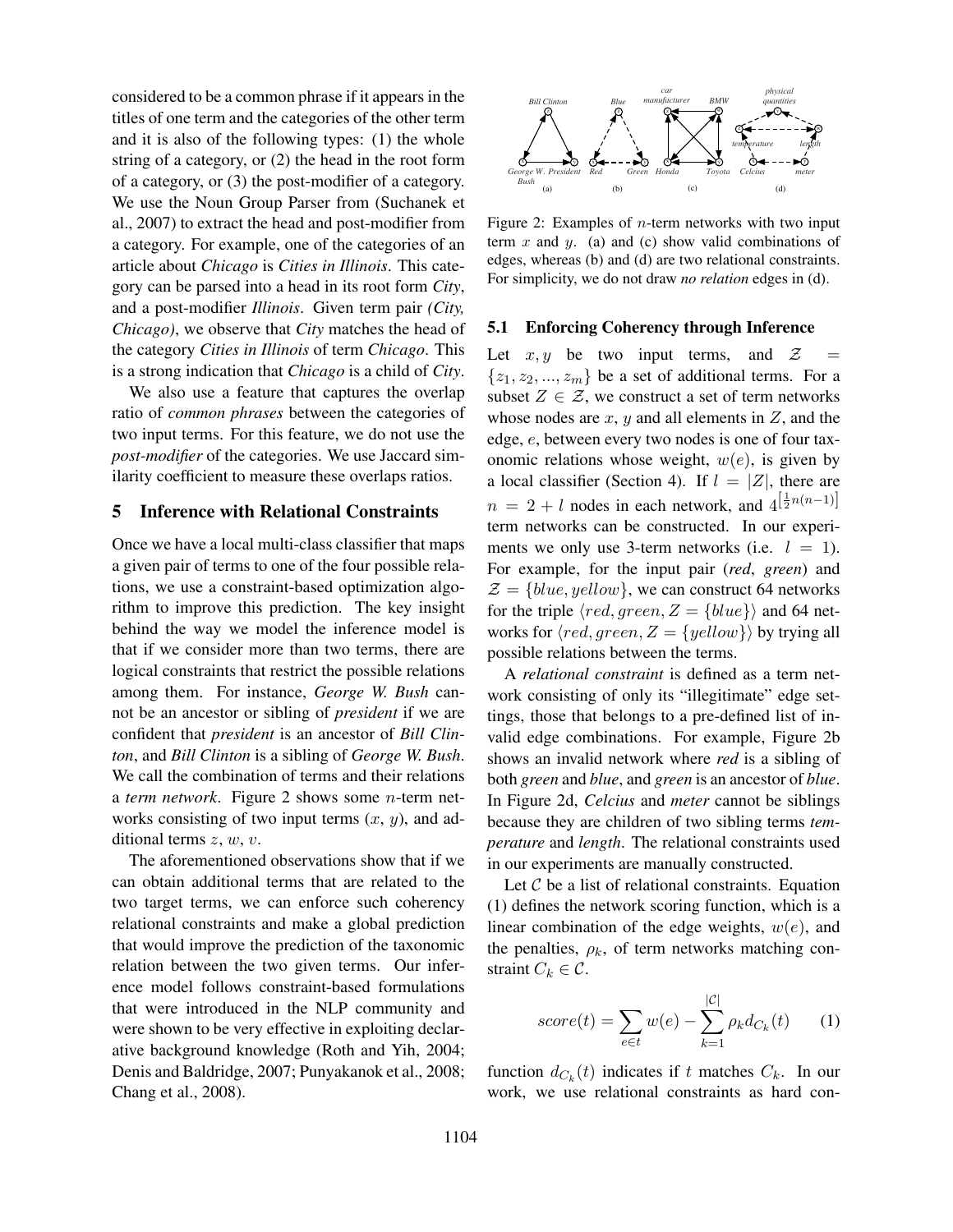considered to be a common phrase if it appears in the titles of one term and the categories of the other term and it is also of the following types: (1) the whole string of a category, or (2) the head in the root form of a category, or (3) the post-modifier of a category. We use the Noun Group Parser from (Suchanek et al., 2007) to extract the head and post-modifier from a category. For example, one of the categories of an article about *Chicago* is *Cities in Illinois*. This category can be parsed into a head in its root form *City*, and a post-modifier *Illinois*. Given term pair *(City, Chicago)*, we observe that *City* matches the head of the category *Cities in Illinois* of term *Chicago*. This is a strong indication that *Chicago* is a child of *City*.

We also use a feature that captures the overlap ratio of *common phrases* between the categories of two input terms. For this feature, we do not use the *post-modifier* of the categories. We use Jaccard similarity coefficient to measure these overlaps ratios.

## 5 Inference with Relational Constraints

Once we have a local multi-class classifier that maps a given pair of terms to one of the four possible relations, we use a constraint-based optimization algorithm to improve this prediction. The key insight behind the way we model the inference model is that if we consider more than two terms, there are logical constraints that restrict the possible relations among them. For instance, *George W. Bush* cannot be an ancestor or sibling of *president* if we are confident that *president* is an ancestor of *Bill Clinton*, and *Bill Clinton* is a sibling of *George W. Bush*. We call the combination of terms and their relations a *term network*. Figure 2 shows some $n$-term networks consisting of two input terms ($x$, $y$), and additional terms $z$, $w$, $v$.

The aforementioned observations show that if we can obtain additional terms that are related to the two target terms, we can enforce such coherency relational constraints and make a global prediction that would improve the prediction of the taxonomic relation between the two given terms. Our inference model follows constraint-based formulations that were introduced in the NLP community and were shown to be very effective in exploiting declarative background knowledge (Roth and Yih, 2004; Denis and Baldridge, 2007; Punyakanok et al., 2008; Chang et al., 2008).

Figure 2: Examples of $n$-term networks with two input term $x$ and $y$. (a) and (c) show valid combinations of edges, whereas (b) and (d) are two relational constraints. For simplicity, we do not draw *no relation* edges in (d).

### 5.1 Enforcing Coherency through Inference

Let $x, y$ be two input terms, and $\mathcal{Z} = \{z_1, z_2, ..., z_m\}$ be a set of additional terms. For a subset $Z \in \mathcal{Z}$, we construct a set of term networks whose nodes are $x$, $y$ and all elements in $Z$, and the edge, $e$, between every two nodes is one of four taxonomic relations whose weight, $w(e)$, is given by a local classifier (Section 4). If $l = |Z|$, there are $n = 2 + l$ nodes in each network, and $4^{\left[\frac{1}{2}n(n-1)\right]}$ term networks can be constructed. In our experiments we only use 3-term networks (i.e. $l = 1$). For example, for the input pair (*red*, *green*) and $\mathcal{Z} = \{blue, yellow\}$, we can construct 64 networks for the triple $\langle red, green, Z = \{blue\}\rangle$ and 64 networks for $\langle red, green, Z = \{yellow\}\rangle$ by trying all possible relations between the terms.

A *relational constraint* is defined as a term network consisting of only its "illegitimate" edge settings, those that belongs to a pre-defined list of invalid edge combinations. For example, Figure 2b shows an invalid network where *red* is a sibling of both *green* and *blue*, and *green* is an ancestor of *blue*. In Figure 2d, *Celcius* and *meter* cannot be siblings because they are children of two sibling terms *temperature* and *length*. The relational constraints used in our experiments are manually constructed.

Let $\mathcal{C}$ be a list of relational constraints. Equation (1) defines the network scoring function, which is a linear combination of the edge weights, $w(e)$, and the penalties, $\rho_k$, of term networks matching constraint $C_k \in \mathcal{C}$.

$$score(t) = \sum_{e \in t} w(e) - \sum_{k=1}^{|\mathcal{C}|} \rho_k d_{C_k}(t) \qquad (1)$$

function $d_{C_k}(t)$ indicates if $t$ matches $C_k$. In our work, we use relational constraints as hard con-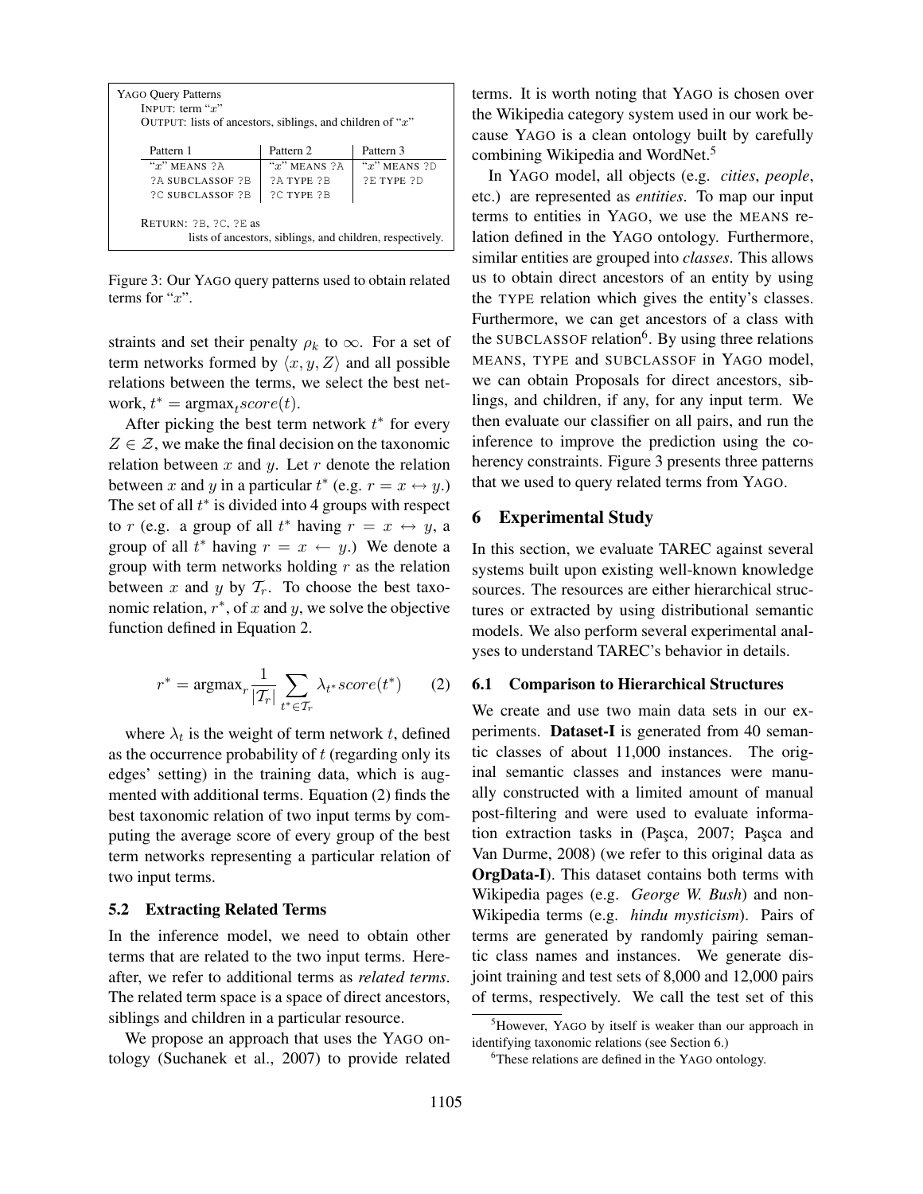YAGO Query Patterns
INPUT: term "$x$"
OUTPUT: lists of ancestors, siblings, and children of "$x$"

| Pattern 1 | Pattern 2 | Pattern 3 |
|---|---|---|
| "$x$" MEANS ?A | "$x$" MEANS ?A | "$x$" MEANS ?D |
| ?A SUBCLASSOF ?B | ?A TYPE ?B | ?E TYPE ?D |
| ?C SUBCLASSOF ?B | ?C TYPE ?B | |

RETURN: ?B, ?C, ?E as
lists of ancestors, siblings, and children, respectively.

Figure 3: Our YAGO query patterns used to obtain related terms for "$x$".

straints and set their penalty $\rho_k$ to $\infty$. For a set of term networks formed by $\langle x, y, Z \rangle$ and all possible relations between the terms, we select the best network, $t^* = \text{argmax}_t score(t)$.

After picking the best term network $t^*$ for every $Z \in \mathcal{Z}$, we make the final decision on the taxonomic relation between $x$ and $y$. Let $r$ denote the relation between $x$ and $y$ in a particular $t^*$ (e.g. $r = x \leftrightarrow y$.) The set of all $t^*$ is divided into 4 groups with respect to $r$ (e.g. a group of all $t^*$ having $r = x \leftrightarrow y$, a group of all $t^*$ having $r = x \leftarrow y$.) We denote a group with term networks holding $r$ as the relation between $x$ and $y$ by $\mathcal{T}_r$. To choose the best taxonomic relation, $r^*$, of $x$ and $y$, we solve the objective function defined in Equation 2.

$$r^* = \text{argmax}_r \frac{1}{|\mathcal{T}_r|} \sum_{t^* \in \mathcal{T}_r} \lambda_{t^*} score(t^*) \qquad (2)$$

where $\lambda_t$ is the weight of term network $t$, defined as the occurrence probability of $t$ (regarding only its edges' setting) in the training data, which is augmented with additional terms. Equation (2) finds the best taxonomic relation of two input terms by computing the average score of every group of the best term networks representing a particular relation of two input terms.

### 5.2 Extracting Related Terms

In the inference model, we need to obtain other terms that are related to the two input terms. Hereafter, we refer to additional terms as *related terms*. The related term space is a space of direct ancestors, siblings and children in a particular resource.

We propose an approach that uses the YAGO ontology (Suchanek et al., 2007) to provide related terms. It is worth noting that YAGO is chosen over the Wikipedia category system used in our work because YAGO is a clean ontology built by carefully combining Wikipedia and WordNet.[5]

In YAGO model, all objects (e.g. *cities*, *people*, etc.) are represented as *entities*. To map our input terms to entities in YAGO, we use the MEANS relation defined in the YAGO ontology. Furthermore, similar entities are grouped into *classes*. This allows us to obtain direct ancestors of an entity by using the TYPE relation which gives the entity's classes. Furthermore, we can get ancestors of a class with the SUBCLASSOF relation[6]. By using three relations MEANS, TYPE and SUBCLASSOF in YAGO model, we can obtain Proposals for direct ancestors, siblings, and children, if any, for any input term. We then evaluate our classifier on all pairs, and run the inference to improve the prediction using the coherency constraints. Figure 3 presents three patterns that we used to query related terms from YAGO.

## 6 Experimental Study

In this section, we evaluate TAREC against several systems built upon existing well-known knowledge sources. The resources are either hierarchical structures or extracted by using distributional semantic models. We also perform several experimental analyses to understand TAREC's behavior in details.

### 6.1 Comparison to Hierarchical Structures

We create and use two main data sets in our experiments. **Dataset-I** is generated from 40 semantic classes of about 11,000 instances. The original semantic classes and instances were manually constructed with a limited amount of manual post-filtering and were used to evaluate information extraction tasks in (Paşca, 2007; Paşca and Van Durme, 2008) (we refer to this original data as **OrgData-I**). This dataset contains both terms with Wikipedia pages (e.g. *George W. Bush*) and non-Wikipedia terms (e.g. *hindu mysticism*). Pairs of terms are generated by randomly pairing semantic class names and instances. We generate disjoint training and test sets of 8,000 and 12,000 pairs of terms, respectively. We call the test set of this

[5] However, YAGO by itself is weaker than our approach in identifying taxonomic relations (see Section 6.)

[6] These relations are defined in the YAGO ontology.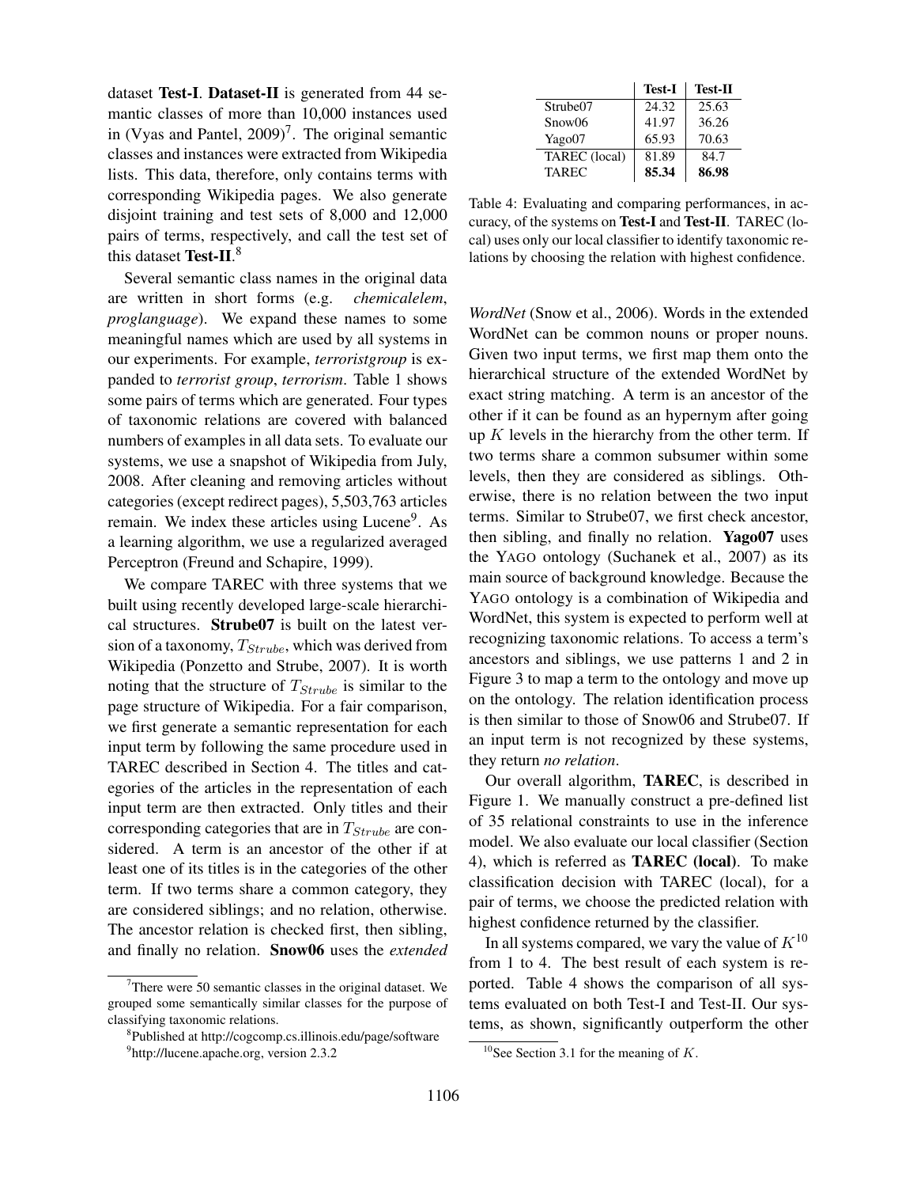dataset **Test-I**. **Dataset-II** is generated from 44 semantic classes of more than 10,000 instances used in (Vyas and Pantel, 2009)[7]. The original semantic classes and instances were extracted from Wikipedia lists. This data, therefore, only contains terms with corresponding Wikipedia pages. We also generate disjoint training and test sets of 8,000 and 12,000 pairs of terms, respectively, and call the test set of this dataset **Test-II**.[8]

Several semantic class names in the original data are written in short forms (e.g. *chemicalelem*, *proglanguage*). We expand these names to some meaningful names which are used by all systems in our experiments. For example, *terroristgroup* is expanded to *terrorist group*, *terrorism*. Table 1 shows some pairs of terms which are generated. Four types of taxonomic relations are covered with balanced numbers of examples in all data sets. To evaluate our systems, we use a snapshot of Wikipedia from July, 2008. After cleaning and removing articles without categories (except redirect pages), 5,503,763 articles remain. We index these articles using Lucene[9]. As a learning algorithm, we use a regularized averaged Perceptron (Freund and Schapire, 1999).

We compare TAREC with three systems that we built using recently developed large-scale hierarchical structures. **Strube07** is built on the latest version of a taxonomy, $T_{Strube}$, which was derived from Wikipedia (Ponzetto and Strube, 2007). It is worth noting that the structure of $T_{Strube}$ is similar to the page structure of Wikipedia. For a fair comparison, we first generate a semantic representation for each input term by following the same procedure used in TAREC described in Section 4. The titles and categories of the articles in the representation of each input term are then extracted. Only titles and their corresponding categories that are in $T_{Strube}$ are considered. A term is an ancestor of the other if at least one of its titles is in the categories of the other term. If two terms share a common category, they are considered siblings; and no relation, otherwise. The ancestor relation is checked first, then sibling, and finally no relation. **Snow06** uses the *extended WordNet* (Snow et al., 2006). Words in the extended WordNet can be common nouns or proper nouns. Given two input terms, we first map them onto the hierarchical structure of the extended WordNet by exact string matching. A term is an ancestor of the other if it can be found as an hypernym after going up $K$ levels in the hierarchy from the other term. If two terms share a common subsumer within some levels, then they are considered as siblings. Otherwise, there is no relation between the two input terms. Similar to Strube07, we first check ancestor, then sibling, and finally no relation. **Yago07** uses the YAGO ontology (Suchanek et al., 2007) as its main source of background knowledge. Because the YAGO ontology is a combination of Wikipedia and WordNet, this system is expected to perform well at recognizing taxonomic relations. To access a term's ancestors and siblings, we use patterns 1 and 2 in Figure 3 to map a term to the ontology and move up on the ontology. The relation identification process is then similar to those of Snow06 and Strube07. If an input term is not recognized by these systems, they return *no relation*.

|  | **Test-I** | **Test-II** |
|---|---|---|
| Strube07 | 24.32 | 25.63 |
| Snow06 | 41.97 | 36.26 |
| Yago07 | 65.93 | 70.63 |
| TAREC (local) | 81.89 | 84.7 |
| TAREC | **85.34** | **86.98** |

Table 4: Evaluating and comparing performances, in accuracy, of the systems on **Test-I** and **Test-II**. TAREC (local) uses only our local classifier to identify taxonomic relations by choosing the relation with highest confidence.

Our overall algorithm, **TAREC**, is described in Figure 1. We manually construct a pre-defined list of 35 relational constraints to use in the inference model. We also evaluate our local classifier (Section 4), which is referred as **TAREC (local)**. To make classification decision with TAREC (local), for a pair of terms, we choose the predicted relation with highest confidence returned by the classifier.

In all systems compared, we vary the value of $K$[10] from 1 to 4. The best result of each system is reported. Table 4 shows the comparison of all systems evaluated on both Test-I and Test-II. Our systems, as shown, significantly outperform the other

[7] There were 50 semantic classes in the original dataset. We grouped some semantically similar classes for the purpose of classifying taxonomic relations.

[8] Published at http://cogcomp.cs.illinois.edu/page/software

[9] http://lucene.apache.org, version 2.3.2

[10] See Section 3.1 for the meaning of $K$.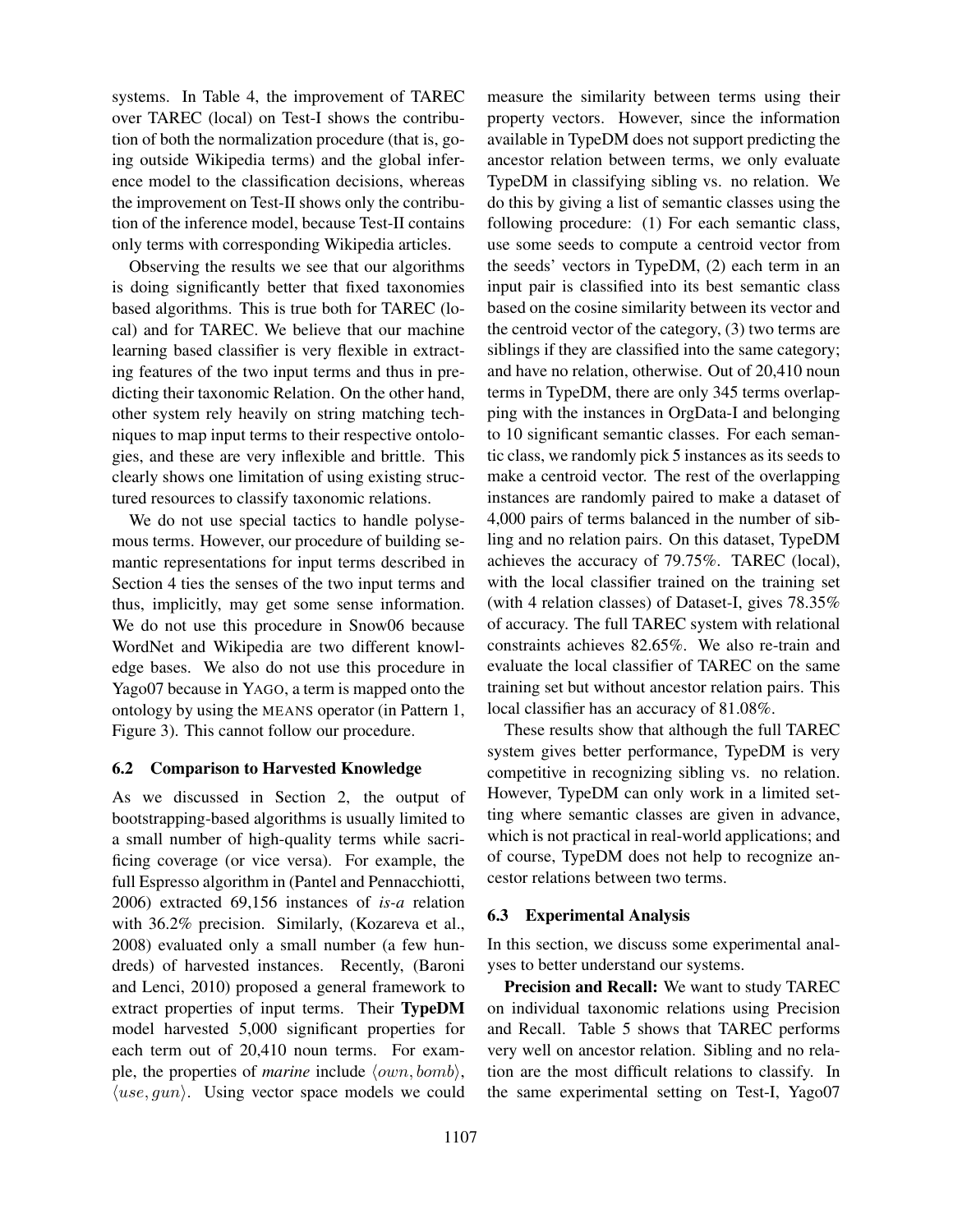systems. In Table 4, the improvement of TAREC over TAREC (local) on Test-I shows the contribution of both the normalization procedure (that is, going outside Wikipedia terms) and the global inference model to the classification decisions, whereas the improvement on Test-II shows only the contribution of the inference model, because Test-II contains only terms with corresponding Wikipedia articles.

Observing the results we see that our algorithms is doing significantly better that fixed taxonomies based algorithms. This is true both for TAREC (local) and for TAREC. We believe that our machine learning based classifier is very flexible in extracting features of the two input terms and thus in predicting their taxonomic Relation. On the other hand, other system rely heavily on string matching techniques to map input terms to their respective ontologies, and these are very inflexible and brittle. This clearly shows one limitation of using existing structured resources to classify taxonomic relations.

We do not use special tactics to handle polysemous terms. However, our procedure of building semantic representations for input terms described in Section 4 ties the senses of the two input terms and thus, implicitly, may get some sense information. We do not use this procedure in Snow06 because WordNet and Wikipedia are two different knowledge bases. We also do not use this procedure in Yago07 because in YAGO, a term is mapped onto the ontology by using the MEANS operator (in Pattern 1, Figure 3). This cannot follow our procedure.

### 6.2 Comparison to Harvested Knowledge

As we discussed in Section 2, the output of bootstrapping-based algorithms is usually limited to a small number of high-quality terms while sacrificing coverage (or vice versa). For example, the full Espresso algorithm in (Pantel and Pennacchiotti, 2006) extracted 69,156 instances of *is-a* relation with 36.2% precision. Similarly, (Kozareva et al., 2008) evaluated only a small number (a few hundreds) of harvested instances. Recently, (Baroni and Lenci, 2010) proposed a general framework to extract properties of input terms. Their **TypeDM** model harvested 5,000 significant properties for each term out of 20,410 noun terms. For example, the properties of *marine* include $\langle own, bomb \rangle$, $\langle use, gun \rangle$. Using vector space models we could measure the similarity between terms using their property vectors. However, since the information available in TypeDM does not support predicting the ancestor relation between terms, we only evaluate TypeDM in classifying sibling vs. no relation. We do this by giving a list of semantic classes using the following procedure: (1) For each semantic class, use some seeds to compute a centroid vector from the seeds' vectors in TypeDM, (2) each term in an input pair is classified into its best semantic class based on the cosine similarity between its vector and the centroid vector of the category, (3) two terms are siblings if they are classified into the same category; and have no relation, otherwise. Out of 20,410 noun terms in TypeDM, there are only 345 terms overlapping with the instances in OrgData-I and belonging to 10 significant semantic classes. For each semantic class, we randomly pick 5 instances as its seeds to make a centroid vector. The rest of the overlapping instances are randomly paired to make a dataset of 4,000 pairs of terms balanced in the number of sibling and no relation pairs. On this dataset, TypeDM achieves the accuracy of 79.75%. TAREC (local), with the local classifier trained on the training set (with 4 relation classes) of Dataset-I, gives 78.35% of accuracy. The full TAREC system with relational constraints achieves 82.65%. We also re-train and evaluate the local classifier of TAREC on the same training set but without ancestor relation pairs. This local classifier has an accuracy of 81.08%.

These results show that although the full TAREC system gives better performance, TypeDM is very competitive in recognizing sibling vs. no relation. However, TypeDM can only work in a limited setting where semantic classes are given in advance, which is not practical in real-world applications; and of course, TypeDM does not help to recognize ancestor relations between two terms.

### 6.3 Experimental Analysis

In this section, we discuss some experimental analyses to better understand our systems.

**Precision and Recall:** We want to study TAREC on individual taxonomic relations using Precision and Recall. Table 5 shows that TAREC performs very well on ancestor relation. Sibling and no relation are the most difficult relations to classify. In the same experimental setting on Test-I, Yago07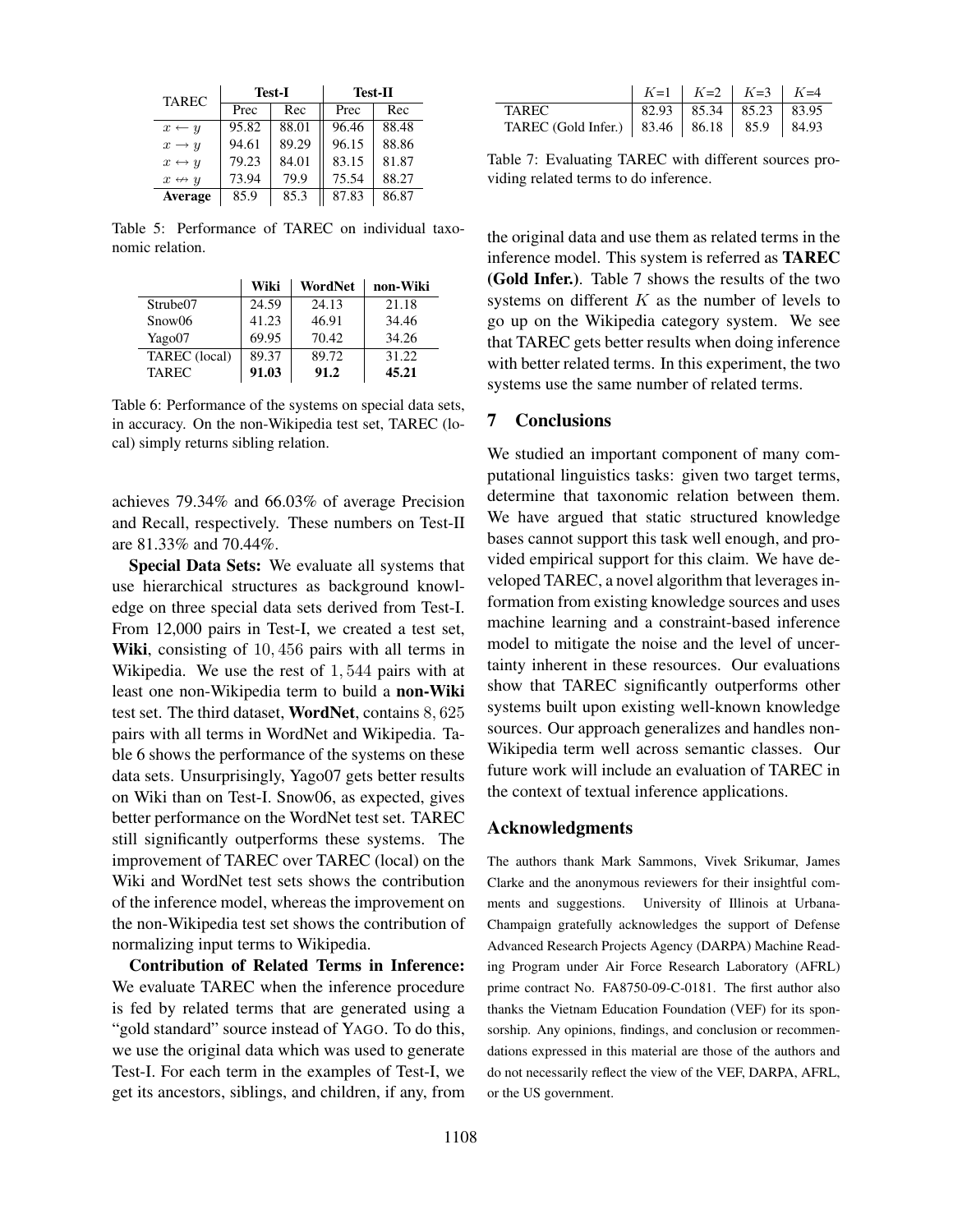| TAREC | Test-I | | Test-II | |
|---|---|---|---|---|
| | Prec | Rec | Prec | Rec |
| $x \leftarrow y$ | 95.82 | 88.01 | 96.46 | 88.48 |
| $x \rightarrow y$ | 94.61 | 89.29 | 96.15 | 88.86 |
| $x \leftrightarrow y$ | 79.23 | 84.01 | 83.15 | 81.87 |
| $x \nleftrightarrow y$ | 73.94 | 79.9 | 75.54 | 88.27 |
| **Average** | 85.9 | 85.3 | 87.83 | 86.87 |

Table 5: Performance of TAREC on individual taxonomic relation.

| | Wiki | WordNet | non-Wiki |
|---|---|---|---|
| Strube07 | 24.59 | 24.13 | 21.18 |
| Snow06 | 41.23 | 46.91 | 34.46 |
| Yago07 | 69.95 | 70.42 | 34.26 |
| TAREC (local) | 89.37 | 89.72 | 31.22 |
| TAREC | **91.03** | **91.2** | **45.21** |

Table 6: Performance of the systems on special data sets, in accuracy. On the non-Wikipedia test set, TAREC (local) simply returns sibling relation.

achieves 79.34% and 66.03% of average Precision and Recall, respectively. These numbers on Test-II are 81.33% and 70.44%.

**Special Data Sets:** We evaluate all systems that use hierarchical structures as background knowledge on three special data sets derived from Test-I. From 12,000 pairs in Test-I, we created a test set, **Wiki**, consisting of $10,456$ pairs with all terms in Wikipedia. We use the rest of $1,544$ pairs with at least one non-Wikipedia term to build a **non-Wiki** test set. The third dataset, **WordNet**, contains $8,625$ pairs with all terms in WordNet and Wikipedia. Table 6 shows the performance of the systems on these data sets. Unsurprisingly, Yago07 gets better results on Wiki than on Test-I. Snow06, as expected, gives better performance on the WordNet test set. TAREC still significantly outperforms these systems. The improvement of TAREC over TAREC (local) on the Wiki and WordNet test sets shows the contribution of the inference model, whereas the improvement on the non-Wikipedia test set shows the contribution of normalizing input terms to Wikipedia.

**Contribution of Related Terms in Inference:** We evaluate TAREC when the inference procedure is fed by related terms that are generated using a "gold standard" source instead of YAGO. To do this, we use the original data which was used to generate Test-I. For each term in the examples of Test-I, we get its ancestors, siblings, and children, if any, from

| | $K$=1 | $K$=2 | $K$=3 | $K$=4 |
|---|---|---|---|---|
| TAREC | 82.93 | 85.34 | 85.23 | 83.95 |
| TAREC (Gold Infer.) | 83.46 | 86.18 | 85.9 | 84.93 |

Table 7: Evaluating TAREC with different sources providing related terms to do inference.

the original data and use them as related terms in the inference model. This system is referred as **TAREC (Gold Infer.)**. Table 7 shows the results of the two systems on different $K$ as the number of levels to go up on the Wikipedia category system. We see that TAREC gets better results when doing inference with better related terms. In this experiment, the two systems use the same number of related terms.

## 7 Conclusions

We studied an important component of many computational linguistics tasks: given two target terms, determine that taxonomic relation between them. We have argued that static structured knowledge bases cannot support this task well enough, and provided empirical support for this claim. We have developed TAREC, a novel algorithm that leverages information from existing knowledge sources and uses machine learning and a constraint-based inference model to mitigate the noise and the level of uncertainty inherent in these resources. Our evaluations show that TAREC significantly outperforms other systems built upon existing well-known knowledge sources. Our approach generalizes and handles non-Wikipedia term well across semantic classes. Our future work will include an evaluation of TAREC in the context of textual inference applications.

## Acknowledgments

The authors thank Mark Sammons, Vivek Srikumar, James Clarke and the anonymous reviewers for their insightful comments and suggestions. University of Illinois at Urbana-Champaign gratefully acknowledges the support of Defense Advanced Research Projects Agency (DARPA) Machine Reading Program under Air Force Research Laboratory (AFRL) prime contract No. FA8750-09-C-0181. The first author also thanks the Vietnam Education Foundation (VEF) for its sponsorship. Any opinions, findings, and conclusion or recommendations expressed in this material are those of the authors and do not necessarily reflect the view of the VEF, DARPA, AFRL, or the US government.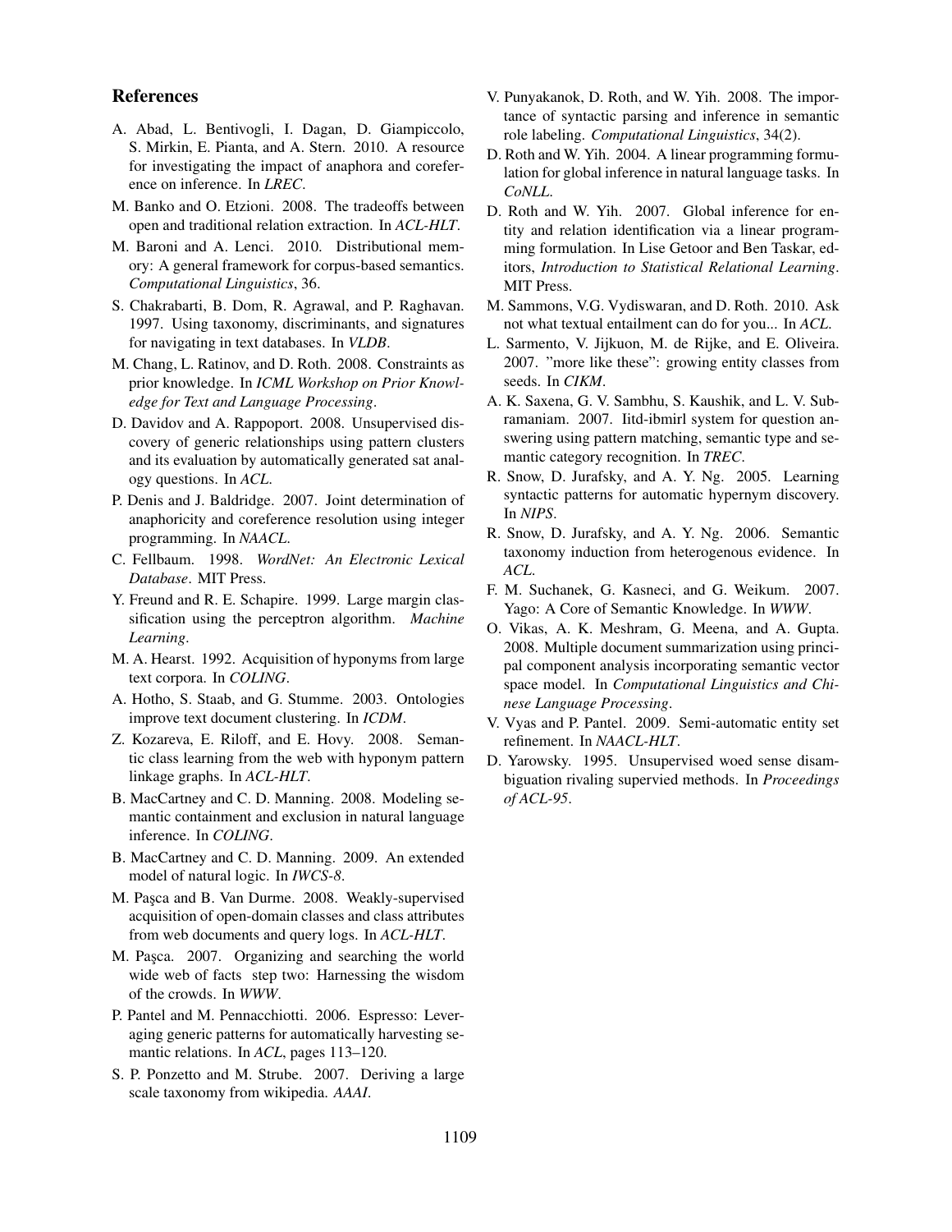## References

A. Abad, L. Bentivogli, I. Dagan, D. Giampiccolo, S. Mirkin, E. Pianta, and A. Stern. 2010. A resource for investigating the impact of anaphora and coreference on inference. In *LREC*.

M. Banko and O. Etzioni. 2008. The tradeoffs between open and traditional relation extraction. In *ACL-HLT*.

M. Baroni and A. Lenci. 2010. Distributional memory: A general framework for corpus-based semantics. *Computational Linguistics*, 36.

S. Chakrabarti, B. Dom, R. Agrawal, and P. Raghavan. 1997. Using taxonomy, discriminants, and signatures for navigating in text databases. In *VLDB*.

M. Chang, L. Ratinov, and D. Roth. 2008. Constraints as prior knowledge. In *ICML Workshop on Prior Knowledge for Text and Language Processing*.

D. Davidov and A. Rappoport. 2008. Unsupervised discovery of generic relationships using pattern clusters and its evaluation by automatically generated sat analogy questions. In *ACL*.

P. Denis and J. Baldridge. 2007. Joint determination of anaphoricity and coreference resolution using integer programming. In *NAACL*.

C. Fellbaum. 1998. *WordNet: An Electronic Lexical Database*. MIT Press.

Y. Freund and R. E. Schapire. 1999. Large margin classification using the perceptron algorithm. *Machine Learning*.

M. A. Hearst. 1992. Acquisition of hyponyms from large text corpora. In *COLING*.

A. Hotho, S. Staab, and G. Stumme. 2003. Ontologies improve text document clustering. In *ICDM*.

Z. Kozareva, E. Riloff, and E. Hovy. 2008. Semantic class learning from the web with hyponym pattern linkage graphs. In *ACL-HLT*.

B. MacCartney and C. D. Manning. 2008. Modeling semantic containment and exclusion in natural language inference. In *COLING*.

B. MacCartney and C. D. Manning. 2009. An extended model of natural logic. In *IWCS-8*.

M. Paşca and B. Van Durme. 2008. Weakly-supervised acquisition of open-domain classes and class attributes from web documents and query logs. In *ACL-HLT*.

M. Paşca. 2007. Organizing and searching the world wide web of facts step two: Harnessing the wisdom of the crowds. In *WWW*.

P. Pantel and M. Pennacchiotti. 2006. Espresso: Leveraging generic patterns for automatically harvesting semantic relations. In *ACL*, pages 113–120.

S. P. Ponzetto and M. Strube. 2007. Deriving a large scale taxonomy from wikipedia. *AAAI*.

V. Punyakanok, D. Roth, and W. Yih. 2008. The importance of syntactic parsing and inference in semantic role labeling. *Computational Linguistics*, 34(2).

D. Roth and W. Yih. 2004. A linear programming formulation for global inference in natural language tasks. In *CoNLL*.

D. Roth and W. Yih. 2007. Global inference for entity and relation identification via a linear programming formulation. In Lise Getoor and Ben Taskar, editors, *Introduction to Statistical Relational Learning*. MIT Press.

M. Sammons, V.G. Vydiswaran, and D. Roth. 2010. Ask not what textual entailment can do for you... In *ACL*.

L. Sarmento, V. Jijkuon, M. de Rijke, and E. Oliveira. 2007. "more like these": growing entity classes from seeds. In *CIKM*.

A. K. Saxena, G. V. Sambhu, S. Kaushik, and L. V. Subramaniam. 2007. Iitd-ibmirl system for question answering using pattern matching, semantic type and semantic category recognition. In *TREC*.

R. Snow, D. Jurafsky, and A. Y. Ng. 2005. Learning syntactic patterns for automatic hypernym discovery. In *NIPS*.

R. Snow, D. Jurafsky, and A. Y. Ng. 2006. Semantic taxonomy induction from heterogenous evidence. In *ACL*.

F. M. Suchanek, G. Kasneci, and G. Weikum. 2007. Yago: A Core of Semantic Knowledge. In *WWW*.

O. Vikas, A. K. Meshram, G. Meena, and A. Gupta. 2008. Multiple document summarization using principal component analysis incorporating semantic vector space model. In *Computational Linguistics and Chinese Language Processing*.

V. Vyas and P. Pantel. 2009. Semi-automatic entity set refinement. In *NAACL-HLT*.

D. Yarowsky. 1995. Unsupervised woed sense disambiguation rivaling supervied methods. In *Proceedings of ACL-95*.